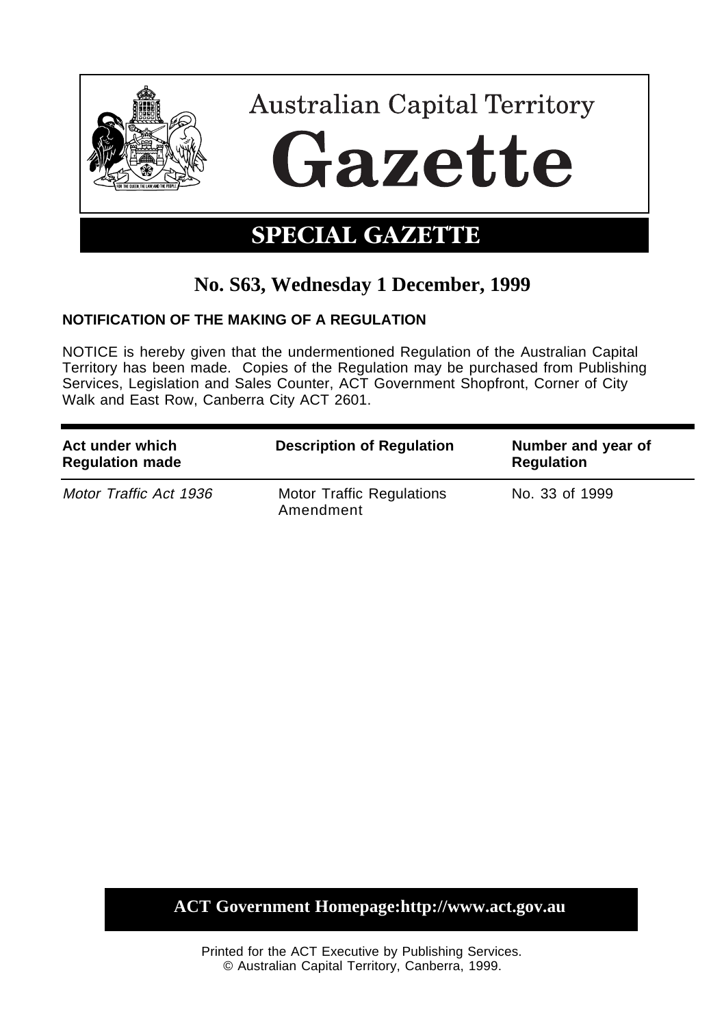# Australian Capital Territory

# Gazette

## SPECIAL GAZETTE

## No. S63, Wednesday 1 December, 1999

**NOTIFICATION OF THE MAKING OF A REGULATION**

NOTICE is hereby given that the undermentioned Regulation of the Australian Capital Territory has been made. Copies of the Regulation may be purchased from Publishing Services, Legislation and Sales Counter, ACT Government Shopfront, Corner of City Walk and East Row, Canberra City ACT 2601.

| Act under which Regulation made | Description of Regulation | Number and year of Regulation |
|---|---|---|
| *Motor Traffic Act 1936* | Motor Traffic Regulations Amendment | No. 33 of 1999 |

**ACT Government Homepage:http://www.act.gov.au**

Printed for the ACT Executive by Publishing Services.
© Australian Capital Territory, Canberra, 1999.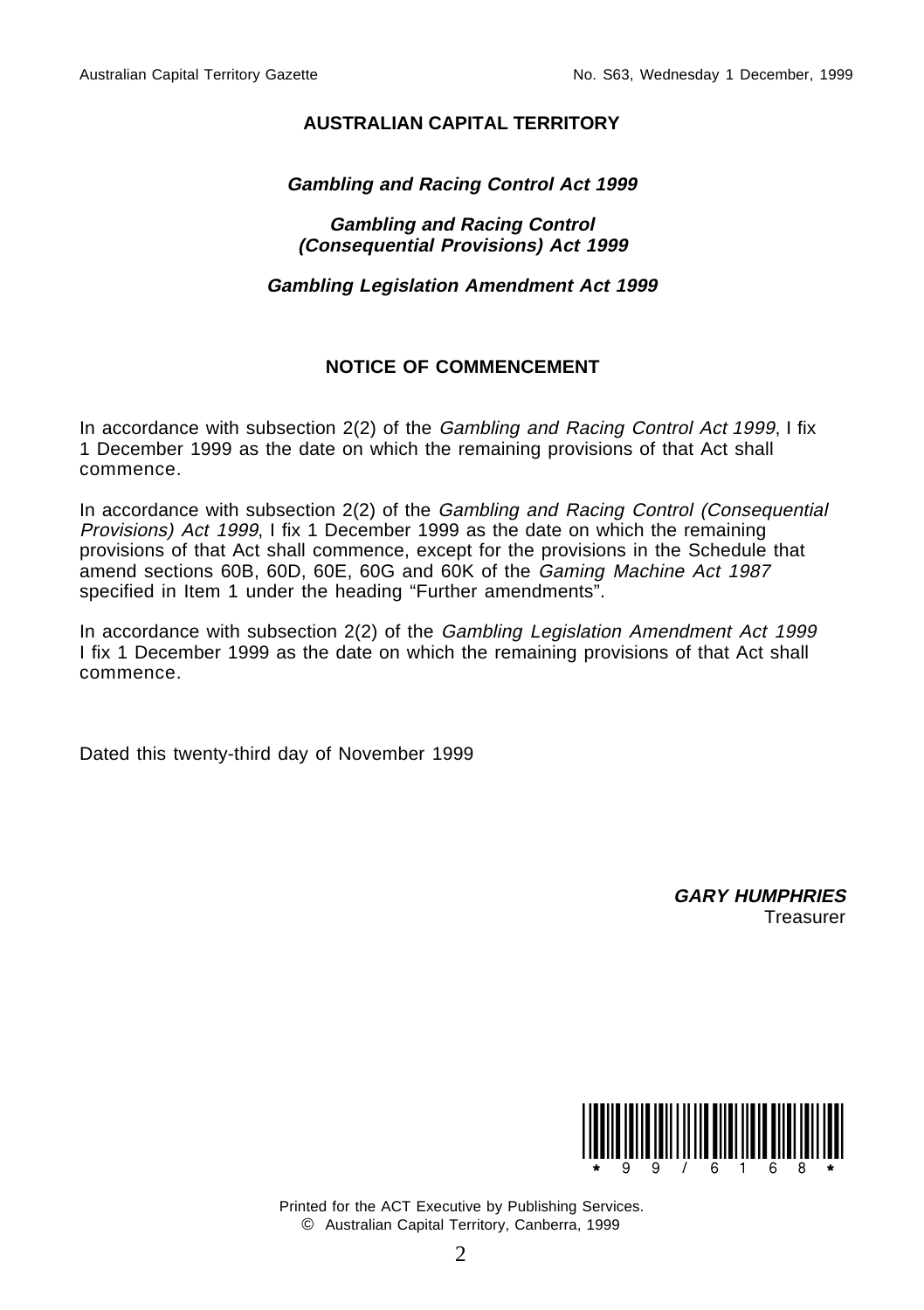**AUSTRALIAN CAPITAL TERRITORY**

***Gambling and Racing Control Act 1999***

***Gambling and Racing Control (Consequential Provisions) Act 1999***

***Gambling Legislation Amendment Act 1999***

**NOTICE OF COMMENCEMENT**

In accordance with subsection 2(2) of the *Gambling and Racing Control Act 1999*, I fix 1 December 1999 as the date on which the remaining provisions of that Act shall commence.

In accordance with subsection 2(2) of the *Gambling and Racing Control (Consequential Provisions) Act 1999*, I fix 1 December 1999 as the date on which the remaining provisions of that Act shall commence, except for the provisions in the Schedule that amend sections 60B, 60D, 60E, 60G and 60K of the *Gaming Machine Act 1987* specified in Item 1 under the heading “Further amendments”.

In accordance with subsection 2(2) of the *Gambling Legislation Amendment Act 1999* I fix 1 December 1999 as the date on which the remaining provisions of that Act shall commence.

Dated this twenty-third day of November 1999

***GARY HUMPHRIES***
Treasurer

*99/6168*

Printed for the ACT Executive by Publishing Services.
© Australian Capital Territory, Canberra, 1999